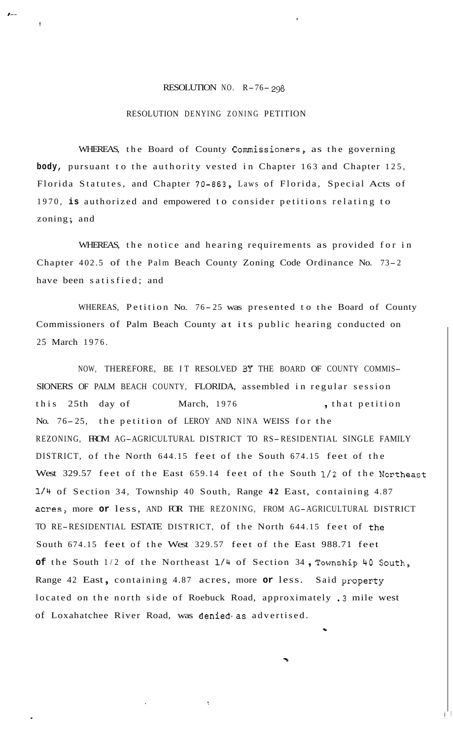RESOLUTION NO. R-76-298

RESOLUTION DENYING ZONING PETITION

WHEREAS, the Board of County Commissioners, as the governing body, pursuant to the authority vested in Chapter 163 and Chapter 125, Florida Statutes, and Chapter 70-863, Laws of Florida, Special Acts of 1970, is authorized and empowered to consider petitions relating to zoning; and

WHEREAS, the notice and hearing requirements as provided for in Chapter 402.5 of the Palm Beach County Zoning Code Ordinance No. 73-2 have been satisfied; and

WHEREAS, Petition No. 76-25 was presented to the Board of County Commissioners of Palm Beach County at its public hearing conducted on 25 March 1976.

NOW, THEREFORE, BE IT RESOLVED BY THE BOARD OF COUNTY COMMISSIONERS OF PALM BEACH COUNTY, FLORIDA, assembled in regular session this 25th day of March, 1976, that petition No. 76-25, the petition of LEROY AND NINA WEISS for the REZONING, FROM AG-AGRICULTURAL DISTRICT TO RS-RESIDENTIAL SINGLE FAMILY DISTRICT, of the North 644.15 feet of the South 674.15 feet of the West 329.57 feet of the East 659.14 feet of the South 1/2 of the Northeast 1/4 of Section 34, Township 40 South, Range 42 East, containing 4.87 acres, more or less, AND FOR THE REZONING, FROM AG-AGRICULTURAL DISTRICT TO RE-RESIDENTIAL ESTATE DISTRICT, of the North 644.15 feet of the South 674.15 feet of the West 329.57 feet of the East 988.71 feet of the South 1/2 of the Northeast 1/4 of Section 34, Township 40 South, Range 42 East, containing 4.87 acres, more or less. Said property located on the north side of Roebuck Road, approximately .3 mile west of Loxahatchee River Road, was denied as advertised.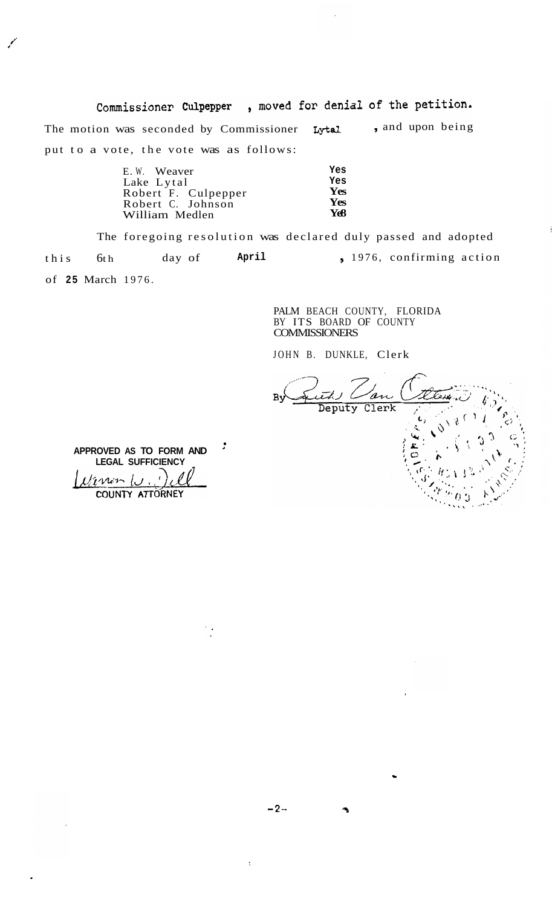Commissioner Culpepper , moved for denial of the petition.

The motion was seconded by Commissioner Lytal , and upon being put to a vote, the vote was as follows:

| | |
|---|---|
| E. W. Weaver | Yes |
| Lake Lytal | Yes |
| Robert F. Culpepper | Yes |
| Robert C. Johnson | Yes |
| William Medlen | Yes |

The foregoing resolution was declared duly passed and adopted this 6th day of April , 1976, confirming action of 25 March 1976.

PALM BEACH COUNTY, FLORIDA
BY ITS BOARD OF COUNTY
COMMISSIONERS

JOHN B. DUNKLE, Clerk

By Ruth Van Otten
Deputy Clerk

APPROVED AS TO FORM AND
LEGAL SUFFICIENCY

COUNTY ATTORNEY